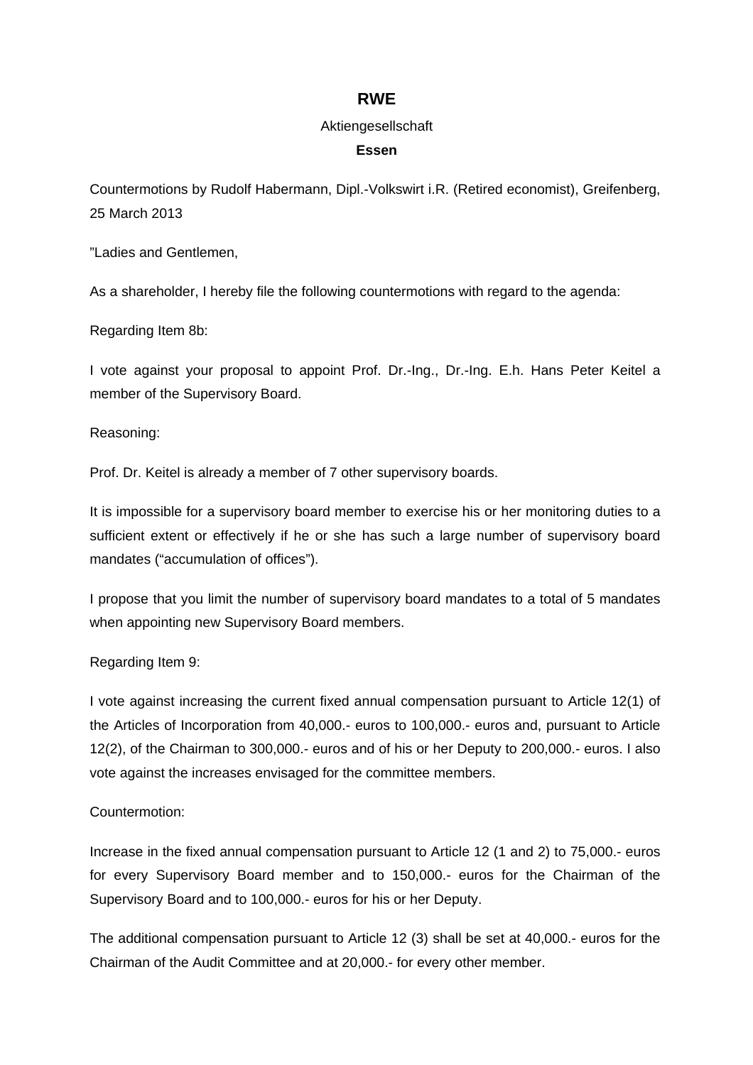# RWE

Aktiengesellschaft

**Essen**

Countermotions by Rudolf Habermann, Dipl.-Volkswirt i.R. (Retired economist), Greifenberg, 25 March 2013

”Ladies and Gentlemen,

As a shareholder, I hereby file the following countermotions with regard to the agenda:

Regarding Item 8b:

I vote against your proposal to appoint Prof. Dr.-Ing., Dr.-Ing. E.h. Hans Peter Keitel a member of the Supervisory Board.

Reasoning:

Prof. Dr. Keitel is already a member of 7 other supervisory boards.

It is impossible for a supervisory board member to exercise his or her monitoring duties to a sufficient extent or effectively if he or she has such a large number of supervisory board mandates (“accumulation of offices”).

I propose that you limit the number of supervisory board mandates to a total of 5 mandates when appointing new Supervisory Board members.

Regarding Item 9:

I vote against increasing the current fixed annual compensation pursuant to Article 12(1) of the Articles of Incorporation from 40,000.- euros to 100,000.- euros and, pursuant to Article 12(2), of the Chairman to 300,000.- euros and of his or her Deputy to 200,000.- euros. I also vote against the increases envisaged for the committee members.

Countermotion:

Increase in the fixed annual compensation pursuant to Article 12 (1 and 2) to 75,000.- euros for every Supervisory Board member and to 150,000.- euros for the Chairman of the Supervisory Board and to 100,000.- euros for his or her Deputy.

The additional compensation pursuant to Article 12 (3) shall be set at 40,000.- euros for the Chairman of the Audit Committee and at 20,000.- for every other member.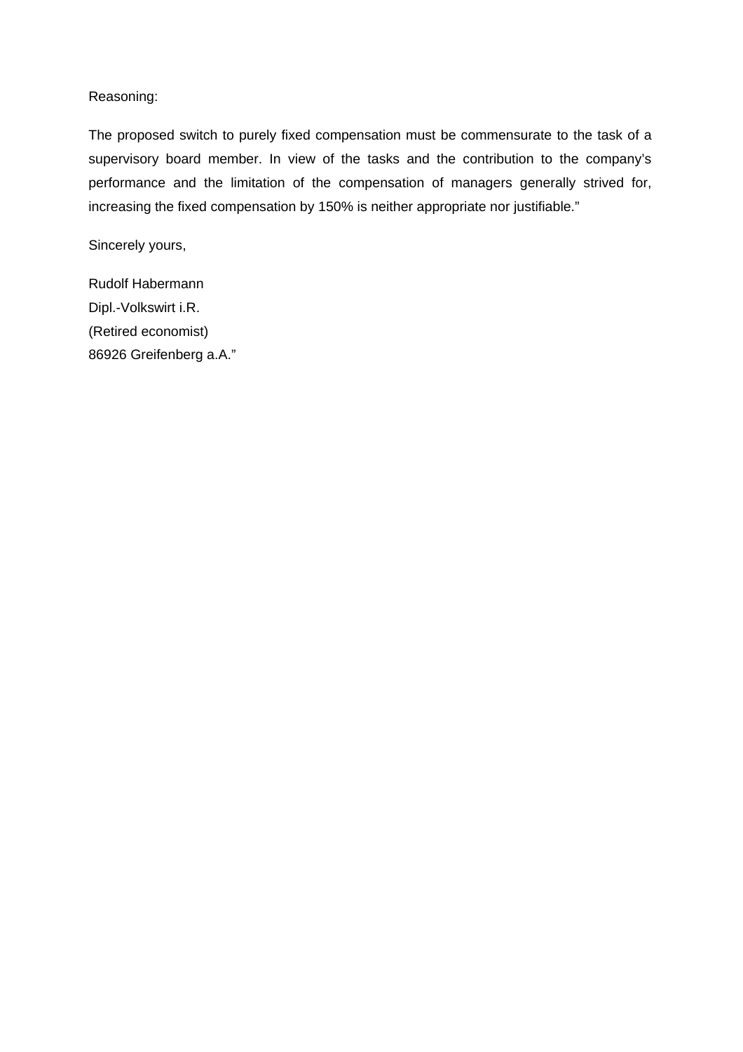Reasoning:

The proposed switch to purely fixed compensation must be commensurate to the task of a supervisory board member. In view of the tasks and the contribution to the company's performance and the limitation of the compensation of managers generally strived for, increasing the fixed compensation by 150% is neither appropriate nor justifiable."

Sincerely yours,

Rudolf Habermann  
Dipl.-Volkswirt i.R.  
(Retired economist)  
86926 Greifenberg a.A."